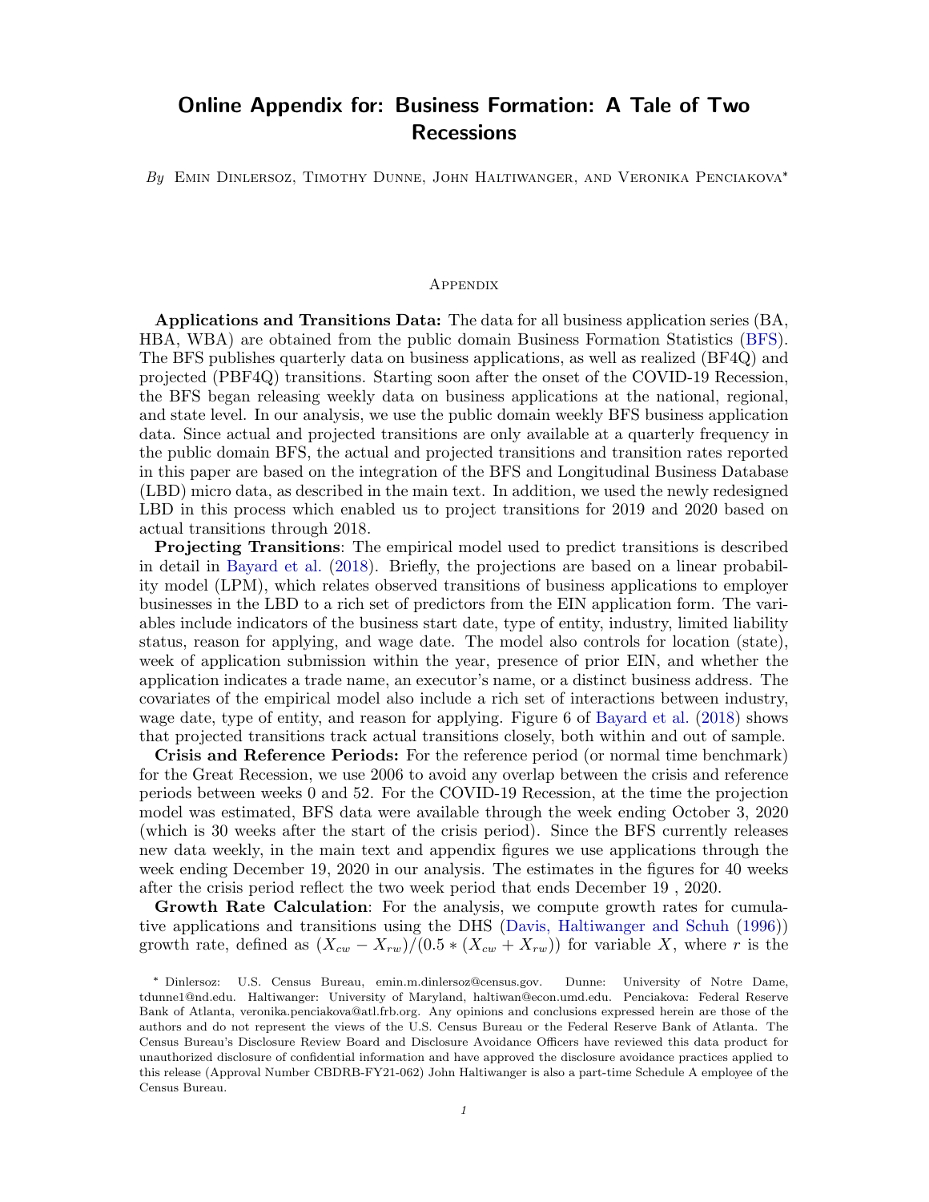# Online Appendix for: Business Formation: A Tale of Two Recessions

*By* Emin Dinlersoz, Timothy Dunne, John Haltiwanger, and Veronika Penciakova*

## Appendix

**Applications and Transitions Data:** The data for all business application series (BA, HBA, WBA) are obtained from the public domain Business Formation Statistics (BFS). The BFS publishes quarterly data on business applications, as well as realized (BF4Q) and projected (PBF4Q) transitions. Starting soon after the onset of the COVID-19 Recession, the BFS began releasing weekly data on business applications at the national, regional, and state level. In our analysis, we use the public domain weekly BFS business application data. Since actual and projected transitions are only available at a quarterly frequency in the public domain BFS, the actual and projected transitions and transition rates reported in this paper are based on the integration of the BFS and Longitudinal Business Database (LBD) micro data, as described in the main text. In addition, we used the newly redesigned LBD in this process which enabled us to project transitions for 2019 and 2020 based on actual transitions through 2018.

**Projecting Transitions**: The empirical model used to predict transitions is described in detail in Bayard et al. (2018). Briefly, the projections are based on a linear probability model (LPM), which relates observed transitions of business applications to employer businesses in the LBD to a rich set of predictors from the EIN application form. The variables include indicators of the business start date, type of entity, industry, limited liability status, reason for applying, and wage date. The model also controls for location (state), week of application submission within the year, presence of prior EIN, and whether the application indicates a trade name, an executor's name, or a distinct business address. The covariates of the empirical model also include a rich set of interactions between industry, wage date, type of entity, and reason for applying. Figure 6 of Bayard et al. (2018) shows that projected transitions track actual transitions closely, both within and out of sample.

**Crisis and Reference Periods:** For the reference period (or normal time benchmark) for the Great Recession, we use 2006 to avoid any overlap between the crisis and reference periods between weeks 0 and 52. For the COVID-19 Recession, at the time the projection model was estimated, BFS data were available through the week ending October 3, 2020 (which is 30 weeks after the start of the crisis period). Since the BFS currently releases new data weekly, in the main text and appendix figures we use applications through the week ending December 19, 2020 in our analysis. The estimates in the figures for 40 weeks after the crisis period reflect the two week period that ends December 19 , 2020.

**Growth Rate Calculation**: For the analysis, we compute growth rates for cumulative applications and transitions using the DHS (Davis, Haltiwanger and Schuh (1996)) growth rate, defined as $(X_{cw} - X_{rw})/(0.5 * (X_{cw} + X_{rw}))$ for variable $X$, where $r$ is the

* Dinlersoz: U.S. Census Bureau, emin.m.dinlersoz@census.gov. Dunne: University of Notre Dame, tdunne1@nd.edu. Haltiwanger: University of Maryland, haltiwan@econ.umd.edu. Penciakova: Federal Reserve Bank of Atlanta, veronika.penciakova@atl.frb.org. Any opinions and conclusions expressed herein are those of the authors and do not represent the views of the U.S. Census Bureau or the Federal Reserve Bank of Atlanta. The Census Bureau's Disclosure Review Board and Disclosure Avoidance Officers have reviewed this data product for unauthorized disclosure of confidential information and have approved the disclosure avoidance practices applied to this release (Approval Number CBDRB-FY21-062) John Haltiwanger is also a part-time Schedule A employee of the Census Bureau.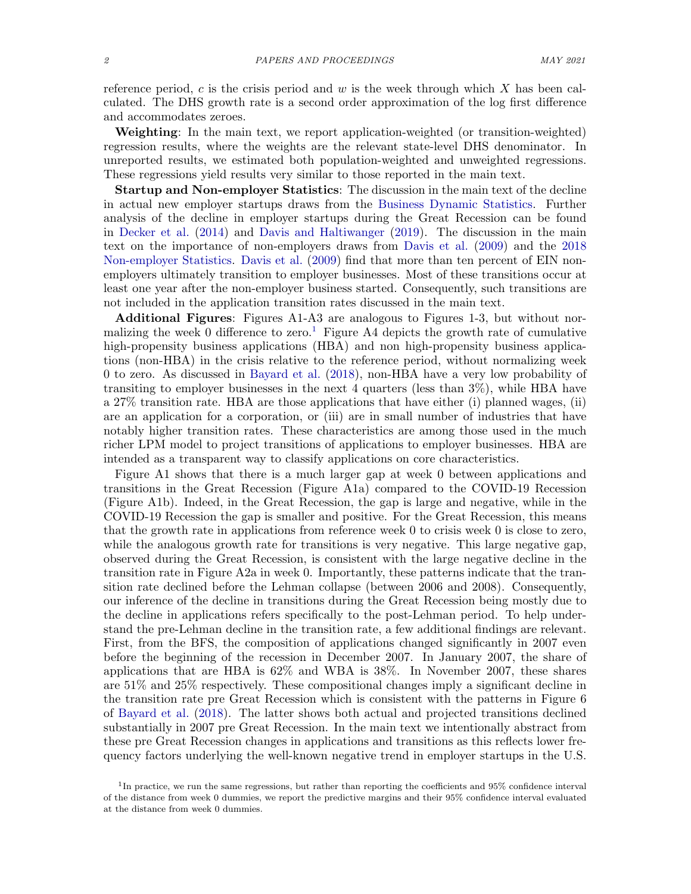reference period, $c$ is the crisis period and $w$ is the week through which $X$ has been calculated. The DHS growth rate is a second order approximation of the log first difference and accommodates zeroes.

**Weighting**: In the main text, we report application-weighted (or transition-weighted) regression results, where the weights are the relevant state-level DHS denominator. In unreported results, we estimated both population-weighted and unweighted regressions. These regressions yield results very similar to those reported in the main text.

**Startup and Non-employer Statistics**: The discussion in the main text of the decline in actual new employer startups draws from the Business Dynamic Statistics. Further analysis of the decline in employer startups during the Great Recession can be found in Decker et al. (2014) and Davis and Haltiwanger (2019). The discussion in the main text on the importance of non-employers draws from Davis et al. (2009) and the 2018 Non-employer Statistics. Davis et al. (2009) find that more than ten percent of EIN non-employers ultimately transition to employer businesses. Most of these transitions occur at least one year after the non-employer business started. Consequently, such transitions are not included in the application transition rates discussed in the main text.

**Additional Figures**: Figures A1-A3 are analogous to Figures 1-3, but without normalizing the week 0 difference to zero.[1] Figure A4 depicts the growth rate of cumulative high-propensity business applications (HBA) and non high-propensity business applications (non-HBA) in the crisis relative to the reference period, without normalizing week 0 to zero. As discussed in Bayard et al. (2018), non-HBA have a very low probability of transiting to employer businesses in the next 4 quarters (less than 3%), while HBA have a 27% transition rate. HBA are those applications that have either (i) planned wages, (ii) are an application for a corporation, or (iii) are in small number of industries that have notably higher transition rates. These characteristics are among those used in the much richer LPM model to project transitions of applications to employer businesses. HBA are intended as a transparent way to classify applications on core characteristics.

Figure A1 shows that there is a much larger gap at week 0 between applications and transitions in the Great Recession (Figure A1a) compared to the COVID-19 Recession (Figure A1b). Indeed, in the Great Recession, the gap is large and negative, while in the COVID-19 Recession the gap is smaller and positive. For the Great Recession, this means that the growth rate in applications from reference week 0 to crisis week 0 is close to zero, while the analogous growth rate for transitions is very negative. This large negative gap, observed during the Great Recession, is consistent with the large negative decline in the transition rate in Figure A2a in week 0. Importantly, these patterns indicate that the transition rate declined before the Lehman collapse (between 2006 and 2008). Consequently, our inference of the decline in transitions during the Great Recession being mostly due to the decline in applications refers specifically to the post-Lehman period. To help understand the pre-Lehman decline in the transition rate, a few additional findings are relevant. First, from the BFS, the composition of applications changed significantly in 2007 even before the beginning of the recession in December 2007. In January 2007, the share of applications that are HBA is 62% and WBA is 38%. In November 2007, these shares are 51% and 25% respectively. These compositional changes imply a significant decline in the transition rate pre Great Recession which is consistent with the patterns in Figure 6 of Bayard et al. (2018). The latter shows both actual and projected transitions declined substantially in 2007 pre Great Recession. In the main text we intentionally abstract from these pre Great Recession changes in applications and transitions as this reflects lower frequency factors underlying the well-known negative trend in employer startups in the U.S.

[1] In practice, we run the same regressions, but rather than reporting the coefficients and 95% confidence interval of the distance from week 0 dummies, we report the predictive margins and their 95% confidence interval evaluated at the distance from week 0 dummies.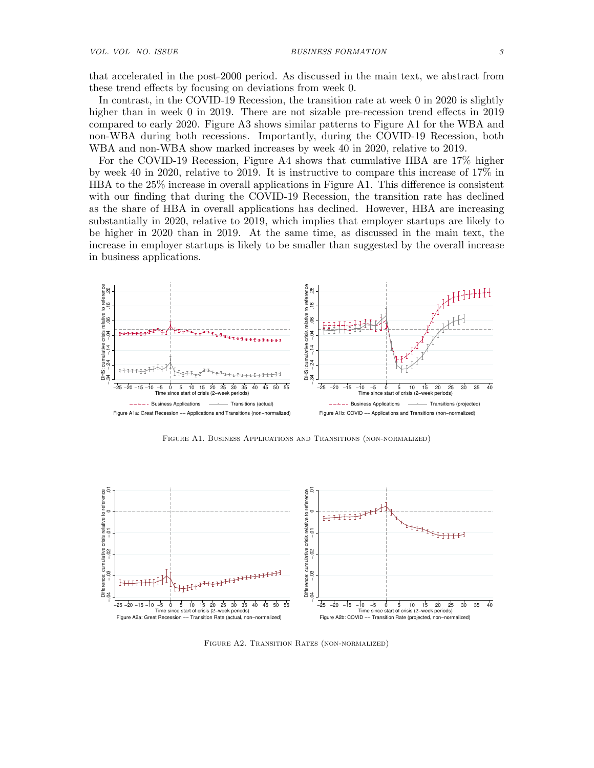that accelerated in the post-2000 period. As discussed in the main text, we abstract from these trend effects by focusing on deviations from week 0.

In contrast, in the COVID-19 Recession, the transition rate at week 0 in 2020 is slightly higher than in week 0 in 2019. There are not sizable pre-recession trend effects in 2019 compared to early 2020. Figure A3 shows similar patterns to Figure A1 for the WBA and non-WBA during both recessions. Importantly, during the COVID-19 Recession, both WBA and non-WBA show marked increases by week 40 in 2020, relative to 2019.

For the COVID-19 Recession, Figure A4 shows that cumulative HBA are 17% higher by week 40 in 2020, relative to 2019. It is instructive to compare this increase of 17% in HBA to the 25% increase in overall applications in Figure A1. This difference is consistent with our finding that during the COVID-19 Recession, the transition rate has declined as the share of HBA in overall applications has declined. However, HBA are increasing substantially in 2020, relative to 2019, which implies that employer startups are likely to be higher in 2020 than in 2019. At the same time, as discussed in the main text, the increase in employer startups is likely to be smaller than suggested by the overall increase in business applications.

Figure A1a: Great Recession –– Applications and Transitions (non–normalized)

Figure A1b: COVID –– Applications and Transitions (non–normalized)

Figure A1. Business Applications and Transitions (non-normalized)

Figure A2a: Great Recession –– Transition Rate (actual, non–normalized)

Figure A2b: COVID –– Transition Rate (projected, non–normalized)

Figure A2. Transition Rates (non-normalized)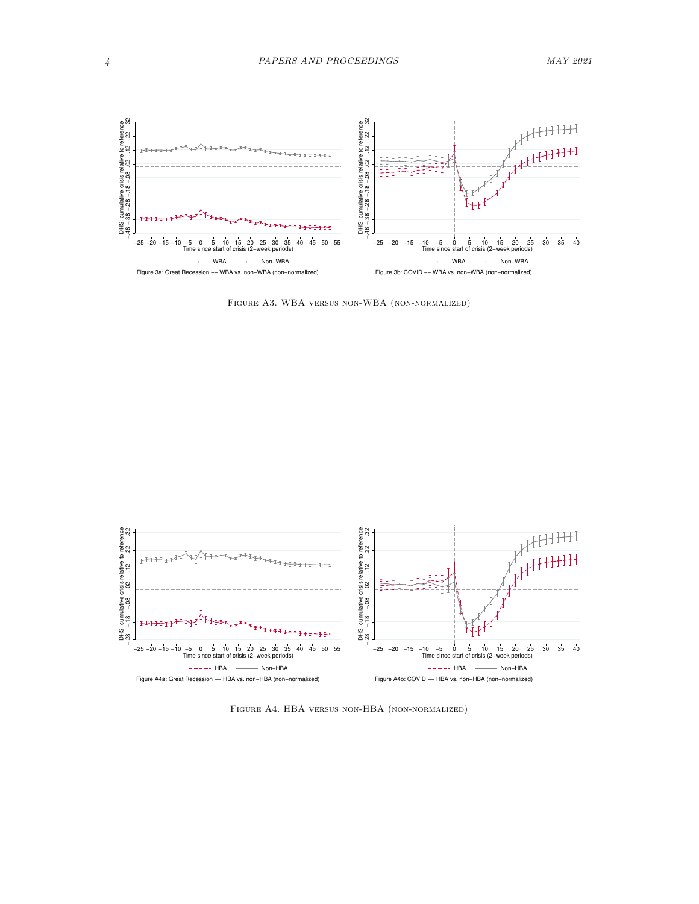FIGURE A3. WBA VERSUS NON-WBA (NON-NORMALIZED)

FIGURE A4. HBA VERSUS NON-HBA (NON-NORMALIZED)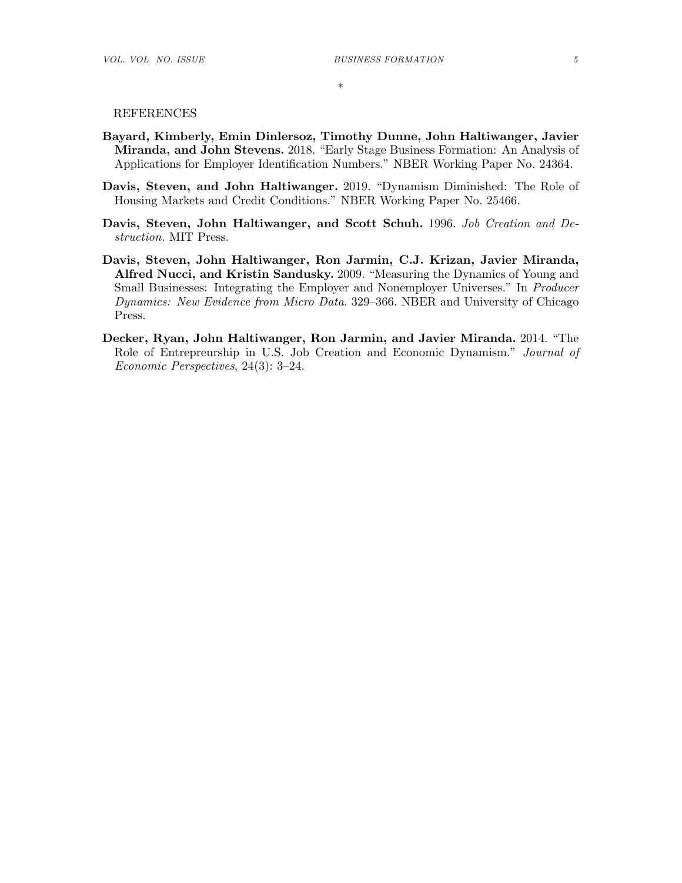\*

REFERENCES

**Bayard, Kimberly, Emin Dinlersoz, Timothy Dunne, John Haltiwanger, Javier Miranda, and John Stevens.** 2018. "Early Stage Business Formation: An Analysis of Applications for Employer Identification Numbers." NBER Working Paper No. 24364.

**Davis, Steven, and John Haltiwanger.** 2019. "Dynamism Diminished: The Role of Housing Markets and Credit Conditions." NBER Working Paper No. 25466.

**Davis, Steven, John Haltiwanger, and Scott Schuh.** 1996. *Job Creation and Destruction.* MIT Press.

**Davis, Steven, John Haltiwanger, Ron Jarmin, C.J. Krizan, Javier Miranda, Alfred Nucci, and Kristin Sandusky.** 2009. "Measuring the Dynamics of Young and Small Businesses: Integrating the Employer and Nonemployer Universes." In *Producer Dynamics: New Evidence from Micro Data*. 329–366. NBER and University of Chicago Press.

**Decker, Ryan, John Haltiwanger, Ron Jarmin, and Javier Miranda.** 2014. "The Role of Entrepreurship in U.S. Job Creation and Economic Dynamism." *Journal of Economic Perspectives*, 24(3): 3–24.